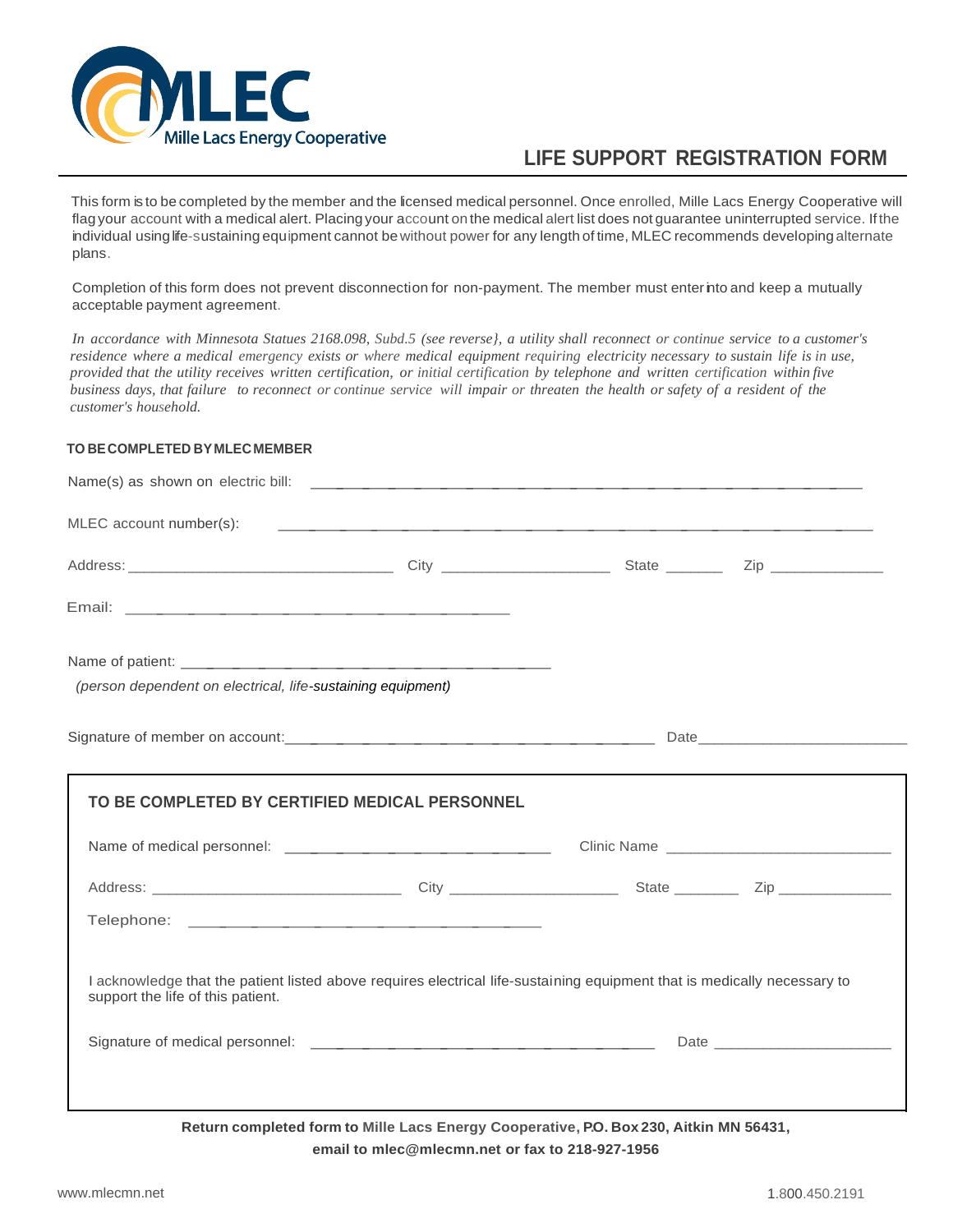MLEC Mille Lacs Energy Cooperative

# LIFE SUPPORT REGISTRATION FORM

This form is to be completed by the member and the licensed medical personnel. Once enrolled, Mille Lacs Energy Cooperative will flag your account with a medical alert. Placing your account on the medical alert list does not guarantee uninterrupted service. If the individual using life-sustaining equipment cannot be without power for any length of time, MLEC recommends developing alternate plans.

Completion of this form does not prevent disconnection for non-payment. The member must enter into and keep a mutually acceptable payment agreement.

*In accordance with Minnesota Statues 2168.098, Subd.5 (see reverse}, a utility shall reconnect or continue service to a customer's residence where a medical emergency exists or where medical equipment requiring electricity necessary to sustain life is in use, provided that the utility receives written certification, or initial certification by telephone and written certification within five business days, that failure to reconnect or continue service will impair or threaten the health or safety of a resident of the customer's household.*

**TO BE COMPLETED BY MLEC MEMBER**

Name(s) as shown on electric bill: ____________________________________________

MLEC account number(s): ____________________________________________

Address: ______________________ City ______________ State _______ Zip ___________

Email: ______________________________

Name of patient: ______________________________

*(person dependent on electrical, life-sustaining equipment)*

Signature of member on account: ______________________________ Date ____________________

**TO BE COMPLETED BY CERTIFIED MEDICAL PERSONNEL**

Name of medical personnel: ______________________ Clinic Name ______________________

Address: ______________________ City ______________ State _______ Zip ___________

Telephone: ______________________________

I acknowledge that the patient listed above requires electrical life-sustaining equipment that is medically necessary to support the life of this patient.

Signature of medical personnel: ______________________________ Date ____________________

**Return completed form to Mille Lacs Energy Cooperative, P.O. Box 230, Aitkin MN 56431, email to mlec@mlecmn.net or fax to 218-927-1956**

www.mlecmn.net 1.800.450.2191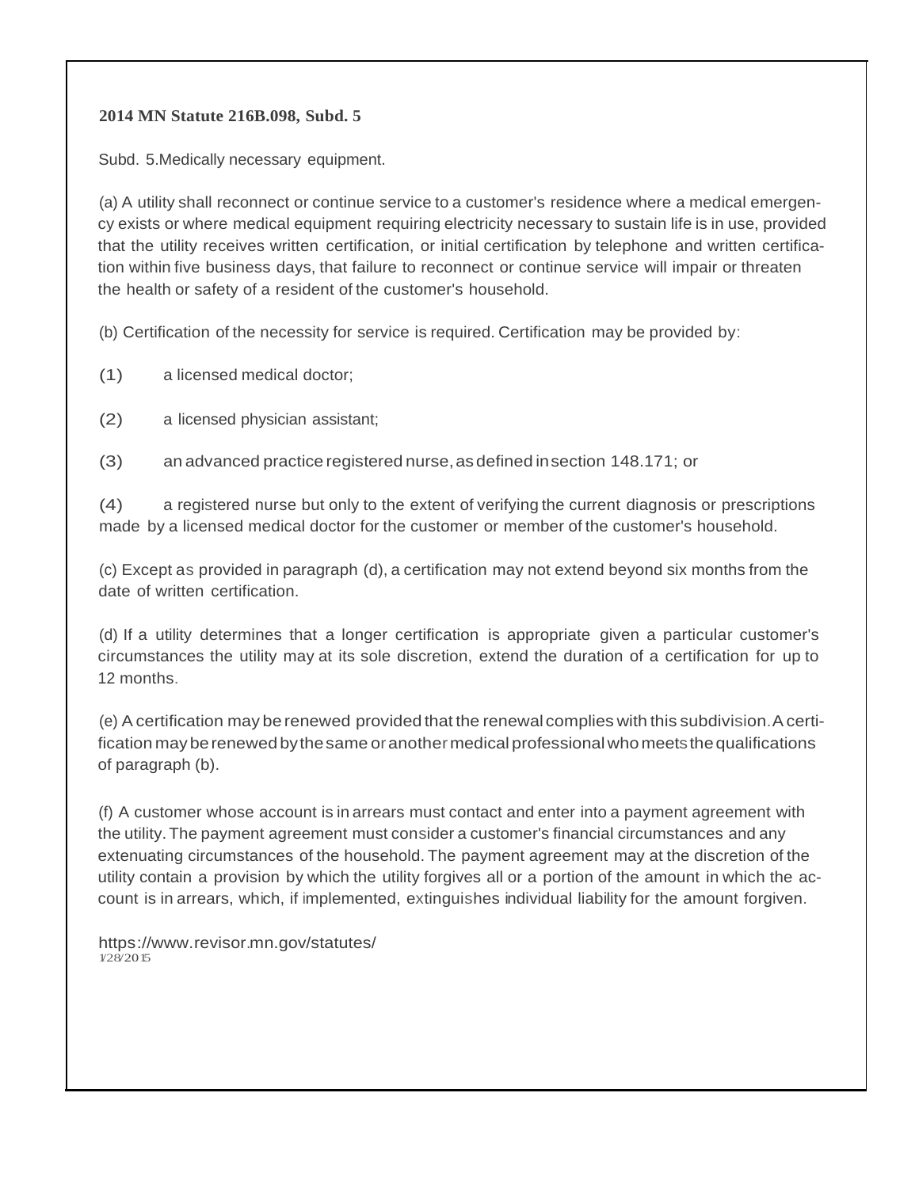**2014 MN Statute 216B.098, Subd. 5**

Subd. 5.Medically necessary equipment.

(a) A utility shall reconnect or continue service to a customer's residence where a medical emergency exists or where medical equipment requiring electricity necessary to sustain life is in use, provided that the utility receives written certification, or initial certification by telephone and written certification within five business days, that failure to reconnect or continue service will impair or threaten the health or safety of a resident of the customer's household.

(b) Certification of the necessity for service is required. Certification may be provided by:

(1) a licensed medical doctor;

(2) a licensed physician assistant;

(3) an advanced practice registered nurse, as defined in section 148.171; or

(4) a registered nurse but only to the extent of verifying the current diagnosis or prescriptions made by a licensed medical doctor for the customer or member of the customer's household.

(c) Except as provided in paragraph (d), a certification may not extend beyond six months from the date of written certification.

(d) If a utility determines that a longer certification is appropriate given a particular customer's circumstances the utility may at its sole discretion, extend the duration of a certification for up to 12 months.

(e) A certification may be renewed provided that the renewal complies with this subdivision. A certification may be renewed by the same or another medical professional who meets the qualifications of paragraph (b).

(f) A customer whose account is in arrears must contact and enter into a payment agreement with the utility. The payment agreement must consider a customer's financial circumstances and any extenuating circumstances of the household. The payment agreement may at the discretion of the utility contain a provision by which the utility forgives all or a portion of the amount in which the account is in arrears, which, if implemented, extinguishes individual liability for the amount forgiven.

https://www.revisor.mn.gov/statutes/
1/28/2015